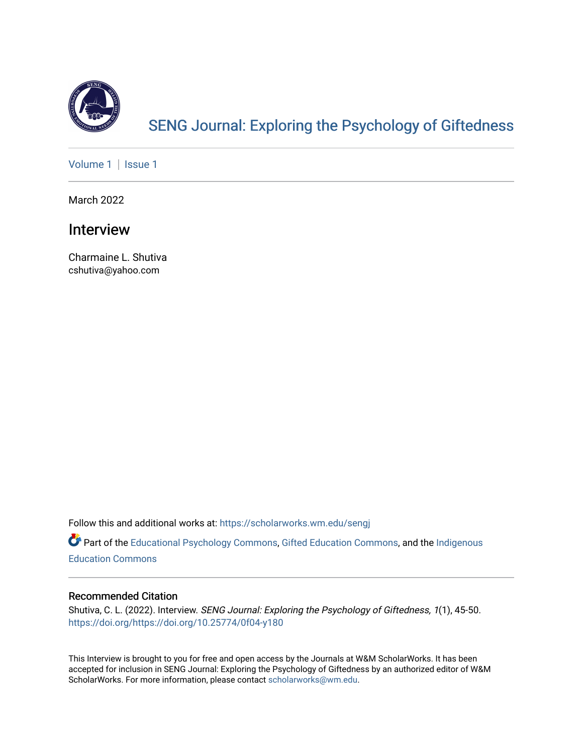[SENG Journal: Exploring the Psychology of Giftedness](https://scholarworks.wm.edu/sengj)

[Volume 1](https://scholarworks.wm.edu/sengj/vol1) | [Issue 1](https://scholarworks.wm.edu/sengj/vol1/iss1)

March 2022

# Interview

Charmaine L. Shutiva
cshutiva@yahoo.com

Follow this and additional works at: https://scholarworks.wm.edu/sengj

Part of the Educational Psychology Commons, Gifted Education Commons, and the Indigenous Education Commons

### Recommended Citation

Shutiva, C. L. (2022). Interview. *SENG Journal: Exploring the Psychology of Giftedness, 1*(1), 45-50. https://doi.org/https://doi.org/10.25774/0f04-y180

This Interview is brought to you for free and open access by the Journals at W&M ScholarWorks. It has been accepted for inclusion in SENG Journal: Exploring the Psychology of Giftedness by an authorized editor of W&M ScholarWorks. For more information, please contact scholarworks@wm.edu.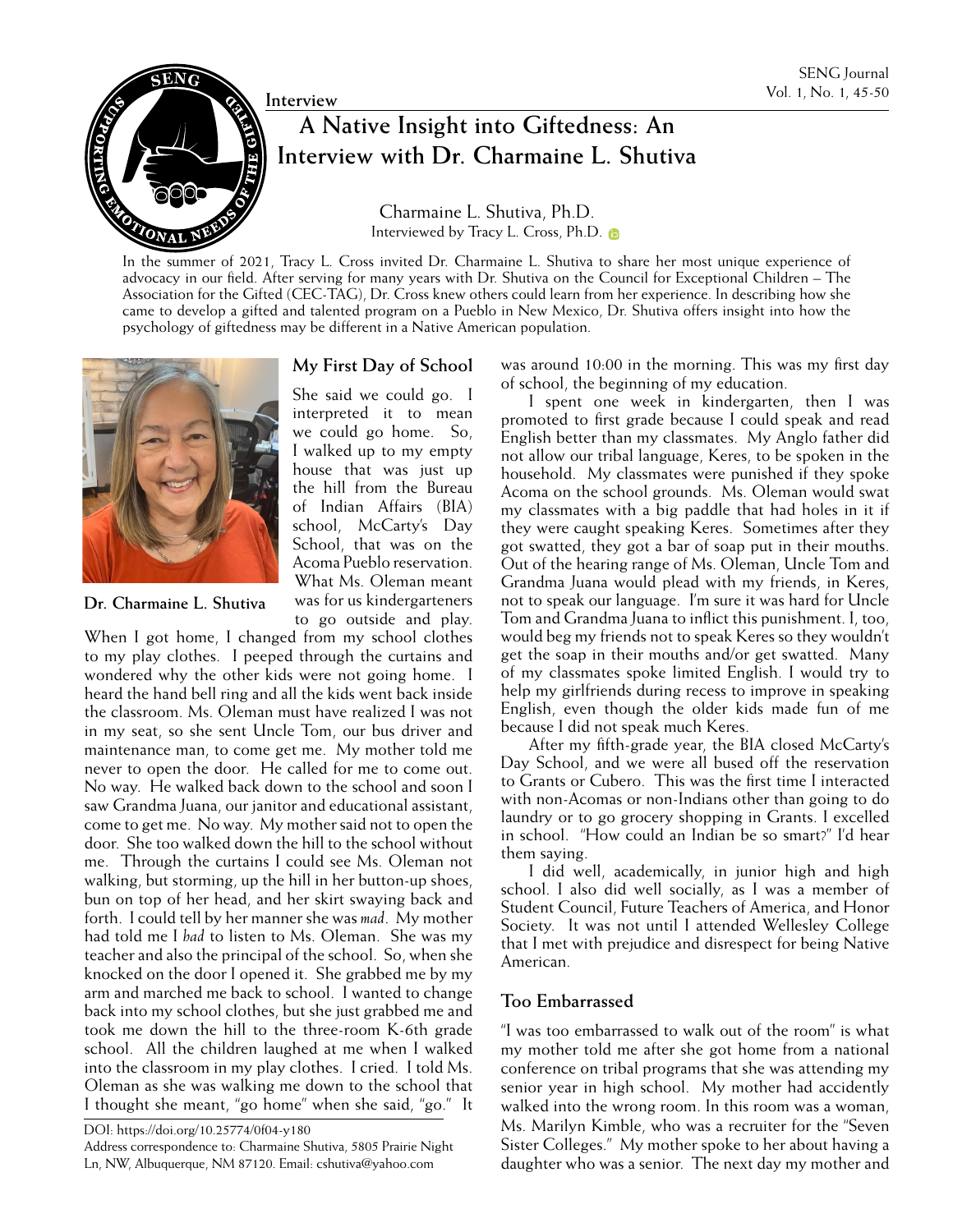Interview

# A Native Insight into Giftedness: An Interview with Dr. Charmaine L. Shutiva

Charmaine L. Shutiva, Ph.D.
Interviewed by Tracy L. Cross, Ph.D.

In the summer of 2021, Tracy L. Cross invited Dr. Charmaine L. Shutiva to share her most unique experience of advocacy in our field. After serving for many years with Dr. Shutiva on the Council for Exceptional Children – The Association for the Gifted (CEC-TAG), Dr. Cross knew others could learn from her experience. In describing how she came to develop a gifted and talented program on a Pueblo in New Mexico, Dr. Shutiva offers insight into how the psychology of giftedness may be different in a Native American population.

**Dr. Charmaine L. Shutiva**

## My First Day of School

She said we could go. I interpreted it to mean we could go home. So, I walked up to my empty house that was just up the hill from the Bureau of Indian Affairs (BIA) school, McCarty's Day School, that was on the Acoma Pueblo reservation. What Ms. Oleman meant was for us kindergarteners to go outside and play. When I got home, I changed from my school clothes to my play clothes. I peeped through the curtains and wondered why the other kids were not going home. I heard the hand bell ring and all the kids went back inside the classroom. Ms. Oleman must have realized I was not in my seat, so she sent Uncle Tom, our bus driver and maintenance man, to come get me. My mother told me never to open the door. He called for me to come out. No way. He walked back down to the school and soon I saw Grandma Juana, our janitor and educational assistant, come to get me. No way. My mother said not to open the door. She too walked down the hill to the school without me. Through the curtains I could see Ms. Oleman not walking, but storming, up the hill in her button-up shoes, bun on top of her head, and her skirt swaying back and forth. I could tell by her manner she was *mad*. My mother had told me I *had* to listen to Ms. Oleman. She was my teacher and also the principal of the school. So, when she knocked on the door I opened it. She grabbed me by my arm and marched me back to school. I wanted to change back into my school clothes, but she just grabbed me and took me down the hill to the three-room K-6th grade school. All the children laughed at me when I walked into the classroom in my play clothes. I cried. I told Ms. Oleman as she was walking me down to the school that I thought she meant, "go home" when she said, "go." It was around 10:00 in the morning. This was my first day of school, the beginning of my education.

I spent one week in kindergarten, then I was promoted to first grade because I could speak and read English better than my classmates. My Anglo father did not allow our tribal language, Keres, to be spoken in the household. My classmates were punished if they spoke Acoma on the school grounds. Ms. Oleman would swat my classmates with a big paddle that had holes in it if they were caught speaking Keres. Sometimes after they got swatted, they got a bar of soap put in their mouths. Out of the hearing range of Ms. Oleman, Uncle Tom and Grandma Juana would plead with my friends, in Keres, not to speak our language. I'm sure it was hard for Uncle Tom and Grandma Juana to inflict this punishment. I, too, would beg my friends not to speak Keres so they wouldn't get the soap in their mouths and/or get swatted. Many of my classmates spoke limited English. I would try to help my girlfriends during recess to improve in speaking English, even though the older kids made fun of me because I did not speak much Keres.

After my fifth-grade year, the BIA closed McCarty's Day School, and we were all bused off the reservation to Grants or Cubero. This was the first time I interacted with non-Acomas or non-Indians other than going to do laundry or to go grocery shopping in Grants. I excelled in school. "How could an Indian be so smart?" I'd hear them saying.

I did well, academically, in junior high and high school. I also did well socially, as I was a member of Student Council, Future Teachers of America, and Honor Society. It was not until I attended Wellesley College that I met with prejudice and disrespect for being Native American.

## Too Embarrassed

"I was too embarrassed to walk out of the room" is what my mother told me after she got home from a national conference on tribal programs that she was attending my senior year in high school. My mother had accidently walked into the wrong room. In this room was a woman, Ms. Marilyn Kimble, who was a recruiter for the "Seven Sister Colleges." My mother spoke to her about having a daughter who was a senior. The next day my mother and

DOI: https://doi.org/10.25774/0f04-y180

Address correspondence to: Charmaine Shutiva, 5805 Prairie Night Ln, NW, Albuquerque, NM 87120. Email: cshutiva@yahoo.com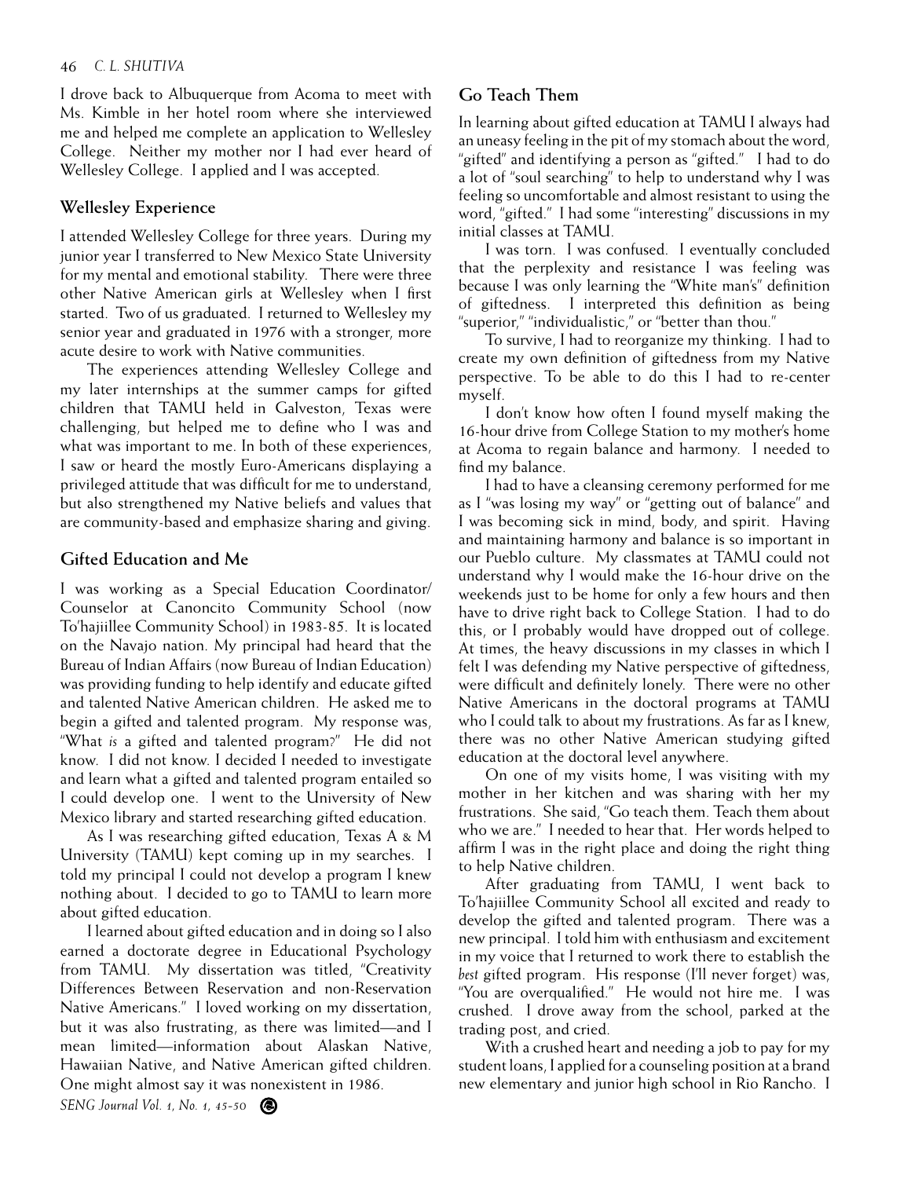I drove back to Albuquerque from Acoma to meet with Ms. Kimble in her hotel room where she interviewed me and helped me complete an application to Wellesley College. Neither my mother nor I had ever heard of Wellesley College. I applied and I was accepted.

## Wellesley Experience

I attended Wellesley College for three years. During my junior year I transferred to New Mexico State University for my mental and emotional stability. There were three other Native American girls at Wellesley when I first started. Two of us graduated. I returned to Wellesley my senior year and graduated in 1976 with a stronger, more acute desire to work with Native communities.

The experiences attending Wellesley College and my later internships at the summer camps for gifted children that TAMU held in Galveston, Texas were challenging, but helped me to define who I was and what was important to me. In both of these experiences, I saw or heard the mostly Euro-Americans displaying a privileged attitude that was difficult for me to understand, but also strengthened my Native beliefs and values that are community-based and emphasize sharing and giving.

## Gifted Education and Me

I was working as a Special Education Coordinator/Counselor at Canoncito Community School (now To'hajiillee Community School) in 1983-85. It is located on the Navajo nation. My principal had heard that the Bureau of Indian Affairs (now Bureau of Indian Education) was providing funding to help identify and educate gifted and talented Native American children. He asked me to begin a gifted and talented program. My response was, "What *is* a gifted and talented program?" He did not know. I did not know. I decided I needed to investigate and learn what a gifted and talented program entailed so I could develop one. I went to the University of New Mexico library and started researching gifted education.

As I was researching gifted education, Texas A & M University (TAMU) kept coming up in my searches. I told my principal I could not develop a program I knew nothing about. I decided to go to TAMU to learn more about gifted education.

I learned about gifted education and in doing so I also earned a doctorate degree in Educational Psychology from TAMU. My dissertation was titled, "Creativity Differences Between Reservation and non-Reservation Native Americans." I loved working on my dissertation, but it was also frustrating, as there was limited—and I mean limited—information about Alaskan Native, Hawaiian Native, and Native American gifted children. One might almost say it was nonexistent in 1986.

## Go Teach Them

In learning about gifted education at TAMU I always had an uneasy feeling in the pit of my stomach about the word, "gifted" and identifying a person as "gifted." I had to do a lot of "soul searching" to help to understand why I was feeling so uncomfortable and almost resistant to using the word, "gifted." I had some "interesting" discussions in my initial classes at TAMU.

I was torn. I was confused. I eventually concluded that the perplexity and resistance I was feeling was because I was only learning the "White man's" definition of giftedness. I interpreted this definition as being "superior," "individualistic," or "better than thou."

To survive, I had to reorganize my thinking. I had to create my own definition of giftedness from my Native perspective. To be able to do this I had to re-center myself.

I don't know how often I found myself making the 16-hour drive from College Station to my mother's home at Acoma to regain balance and harmony. I needed to find my balance.

I had to have a cleansing ceremony performed for me as I "was losing my way" or "getting out of balance" and I was becoming sick in mind, body, and spirit. Having and maintaining harmony and balance is so important in our Pueblo culture. My classmates at TAMU could not understand why I would make the 16-hour drive on the weekends just to be home for only a few hours and then have to drive right back to College Station. I had to do this, or I probably would have dropped out of college. At times, the heavy discussions in my classes in which I felt I was defending my Native perspective of giftedness, were difficult and definitely lonely. There were no other Native Americans in the doctoral programs at TAMU who I could talk to about my frustrations. As far as I knew, there was no other Native American studying gifted education at the doctoral level anywhere.

On one of my visits home, I was visiting with my mother in her kitchen and was sharing with her my frustrations. She said, "Go teach them. Teach them about who we are." I needed to hear that. Her words helped to affirm I was in the right place and doing the right thing to help Native children.

After graduating from TAMU, I went back to To'hajiillee Community School all excited and ready to develop the gifted and talented program. There was a new principal. I told him with enthusiasm and excitement in my voice that I returned to work there to establish the *best* gifted program. His response (I'll never forget) was, "You are overqualified." He would not hire me. I was crushed. I drove away from the school, parked at the trading post, and cried.

With a crushed heart and needing a job to pay for my student loans, I applied for a counseling position at a brand new elementary and junior high school in Rio Rancho. I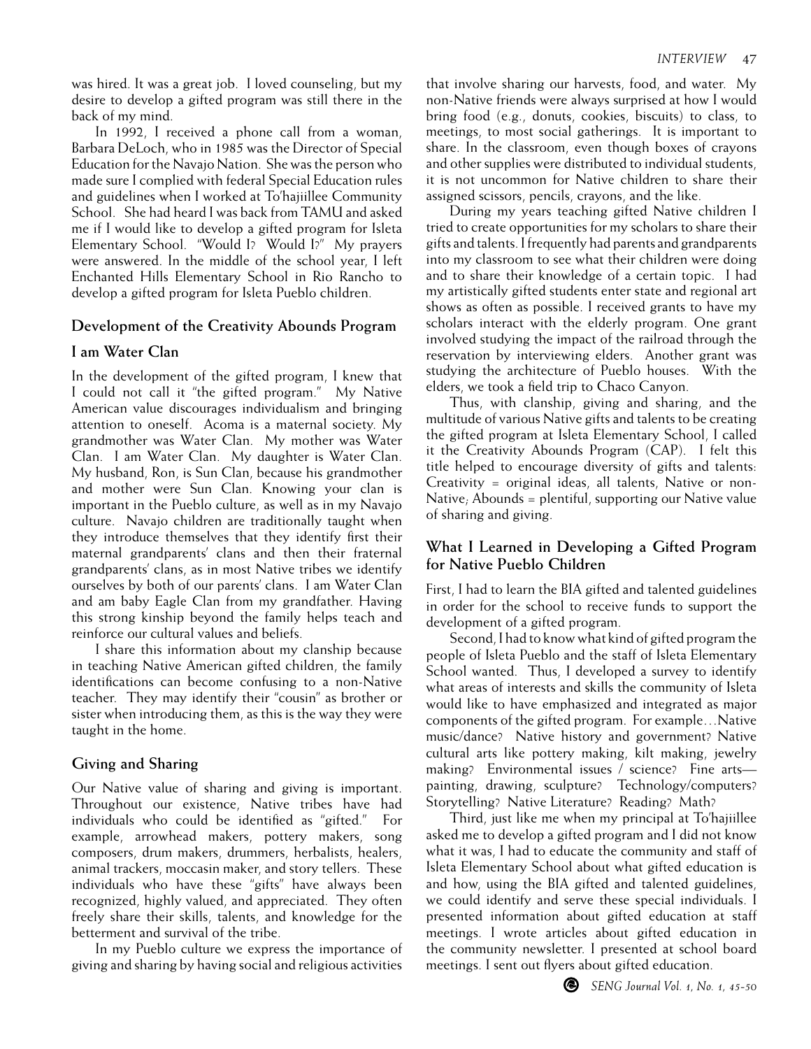was hired. It was a great job. I loved counseling, but my desire to develop a gifted program was still there in the back of my mind.

In 1992, I received a phone call from a woman, Barbara DeLoch, who in 1985 was the Director of Special Education for the Navajo Nation. She was the person who made sure I complied with federal Special Education rules and guidelines when I worked at To'hajiillee Community School. She had heard I was back from TAMU and asked me if I would like to develop a gifted program for Isleta Elementary School. "Would I? Would I?" My prayers were answered. In the middle of the school year, I left Enchanted Hills Elementary School in Rio Rancho to develop a gifted program for Isleta Pueblo children.

### Development of the Creativity Abounds Program

### I am Water Clan

In the development of the gifted program, I knew that I could not call it "the gifted program." My Native American value discourages individualism and bringing attention to oneself. Acoma is a maternal society. My grandmother was Water Clan. My mother was Water Clan. I am Water Clan. My daughter is Water Clan. My husband, Ron, is Sun Clan, because his grandmother and mother were Sun Clan. Knowing your clan is important in the Pueblo culture, as well as in my Navajo culture. Navajo children are traditionally taught when they introduce themselves that they identify first their maternal grandparents' clans and then their fraternal grandparents' clans, as in most Native tribes we identify ourselves by both of our parents' clans. I am Water Clan and am baby Eagle Clan from my grandfather. Having this strong kinship beyond the family helps teach and reinforce our cultural values and beliefs.

I share this information about my clanship because in teaching Native American gifted children, the family identifications can become confusing to a non-Native teacher. They may identify their "cousin" as brother or sister when introducing them, as this is the way they were taught in the home.

### Giving and Sharing

Our Native value of sharing and giving is important. Throughout our existence, Native tribes have had individuals who could be identified as "gifted." For example, arrowhead makers, pottery makers, song composers, drum makers, drummers, herbalists, healers, animal trackers, moccasin maker, and story tellers. These individuals who have these "gifts" have always been recognized, highly valued, and appreciated. They often freely share their skills, talents, and knowledge for the betterment and survival of the tribe.

In my Pueblo culture we express the importance of giving and sharing by having social and religious activities that involve sharing our harvests, food, and water. My non-Native friends were always surprised at how I would bring food (e.g., donuts, cookies, biscuits) to class, to meetings, to most social gatherings. It is important to share. In the classroom, even though boxes of crayons and other supplies were distributed to individual students, it is not uncommon for Native children to share their assigned scissors, pencils, crayons, and the like.

During my years teaching gifted Native children I tried to create opportunities for my scholars to share their gifts and talents. I frequently had parents and grandparents into my classroom to see what their children were doing and to share their knowledge of a certain topic. I had my artistically gifted students enter state and regional art shows as often as possible. I received grants to have my scholars interact with the elderly program. One grant involved studying the impact of the railroad through the reservation by interviewing elders. Another grant was studying the architecture of Pueblo houses. With the elders, we took a field trip to Chaco Canyon.

Thus, with clanship, giving and sharing, and the multitude of various Native gifts and talents to be creating the gifted program at Isleta Elementary School, I called it the Creativity Abounds Program (CAP). I felt this title helped to encourage diversity of gifts and talents: Creativity = original ideas, all talents, Native or non-Native; Abounds = plentiful, supporting our Native value of sharing and giving.

### What I Learned in Developing a Gifted Program for Native Pueblo Children

First, I had to learn the BIA gifted and talented guidelines in order for the school to receive funds to support the development of a gifted program.

Second, I had to know what kind of gifted program the people of Isleta Pueblo and the staff of Isleta Elementary School wanted. Thus, I developed a survey to identify what areas of interests and skills the community of Isleta would like to have emphasized and integrated as major components of the gifted program. For example…Native music/dance? Native history and government? Native cultural arts like pottery making, kilt making, jewelry making? Environmental issues / science? Fine arts—painting, drawing, sculpture? Technology/computers? Storytelling? Native Literature? Reading? Math?

Third, just like me when my principal at To'hajiillee asked me to develop a gifted program and I did not know what it was, I had to educate the community and staff of Isleta Elementary School about what gifted education is and how, using the BIA gifted and talented guidelines, we could identify and serve these special individuals. I presented information about gifted education at staff meetings. I wrote articles about gifted education in the community newsletter. I presented at school board meetings. I sent out flyers about gifted education.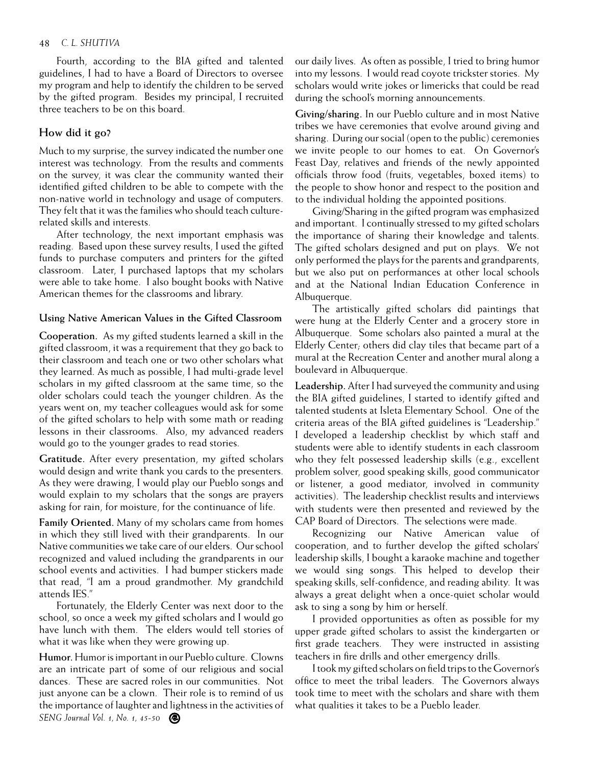Fourth, according to the BIA gifted and talented guidelines, I had to have a Board of Directors to oversee my program and help to identify the children to be served by the gifted program. Besides my principal, I recruited three teachers to be on this board.

## How did it go?

Much to my surprise, the survey indicated the number one interest was technology. From the results and comments on the survey, it was clear the community wanted their identified gifted children to be able to compete with the non-native world in technology and usage of computers. They felt that it was the families who should teach culture-related skills and interests.

After technology, the next important emphasis was reading. Based upon these survey results, I used the gifted funds to purchase computers and printers for the gifted classroom. Later, I purchased laptops that my scholars were able to take home. I also bought books with Native American themes for the classrooms and library.

### Using Native American Values in the Gifted Classroom

**Cooperation.** As my gifted students learned a skill in the gifted classroom, it was a requirement that they go back to their classroom and teach one or two other scholars what they learned. As much as possible, I had multi-grade level scholars in my gifted classroom at the same time, so the older scholars could teach the younger children. As the years went on, my teacher colleagues would ask for some of the gifted scholars to help with some math or reading lessons in their classrooms. Also, my advanced readers would go to the younger grades to read stories.

**Gratitude.** After every presentation, my gifted scholars would design and write thank you cards to the presenters. As they were drawing, I would play our Pueblo songs and would explain to my scholars that the songs are prayers asking for rain, for moisture, for the continuance of life.

**Family Oriented.** Many of my scholars came from homes in which they still lived with their grandparents. In our Native communities we take care of our elders. Our school recognized and valued including the grandparents in our school events and activities. I had bumper stickers made that read, "I am a proud grandmother. My grandchild attends IES."

Fortunately, the Elderly Center was next door to the school, so once a week my gifted scholars and I would go have lunch with them. The elders would tell stories of what it was like when they were growing up.

**Humor.** Humor is important in our Pueblo culture. Clowns are an intricate part of some of our religious and social dances. These are sacred roles in our communities. Not just anyone can be a clown. Their role is to remind of us the importance of laughter and lightness in the activities of our daily lives. As often as possible, I tried to bring humor into my lessons. I would read coyote trickster stories. My scholars would write jokes or limericks that could be read during the school's morning announcements.

**Giving/sharing.** In our Pueblo culture and in most Native tribes we have ceremonies that evolve around giving and sharing. During our social (open to the public) ceremonies we invite people to our homes to eat. On Governor's Feast Day, relatives and friends of the newly appointed officials throw food (fruits, vegetables, boxed items) to the people to show honor and respect to the position and to the individual holding the appointed positions.

Giving/Sharing in the gifted program was emphasized and important. I continually stressed to my gifted scholars the importance of sharing their knowledge and talents. The gifted scholars designed and put on plays. We not only performed the plays for the parents and grandparents, but we also put on performances at other local schools and at the National Indian Education Conference in Albuquerque.

The artistically gifted scholars did paintings that were hung at the Elderly Center and a grocery store in Albuquerque. Some scholars also painted a mural at the Elderly Center; others did clay tiles that became part of a mural at the Recreation Center and another mural along a boulevard in Albuquerque.

**Leadership.** After I had surveyed the community and using the BIA gifted guidelines, I started to identify gifted and talented students at Isleta Elementary School. One of the criteria areas of the BIA gifted guidelines is "Leadership." I developed a leadership checklist by which staff and students were able to identify students in each classroom who they felt possessed leadership skills (e.g., excellent problem solver, good speaking skills, good communicator or listener, a good mediator, involved in community activities). The leadership checklist results and interviews with students were then presented and reviewed by the CAP Board of Directors. The selections were made.

Recognizing our Native American value of cooperation, and to further develop the gifted scholars' leadership skills, I bought a karaoke machine and together we would sing songs. This helped to develop their speaking skills, self-confidence, and reading ability. It was always a great delight when a once-quiet scholar would ask to sing a song by him or herself.

I provided opportunities as often as possible for my upper grade gifted scholars to assist the kindergarten or first grade teachers. They were instructed in assisting teachers in fire drills and other emergency drills.

I took my gifted scholars on field trips to the Governor's office to meet the tribal leaders. The Governors always took time to meet with the scholars and share with them what qualities it takes to be a Pueblo leader.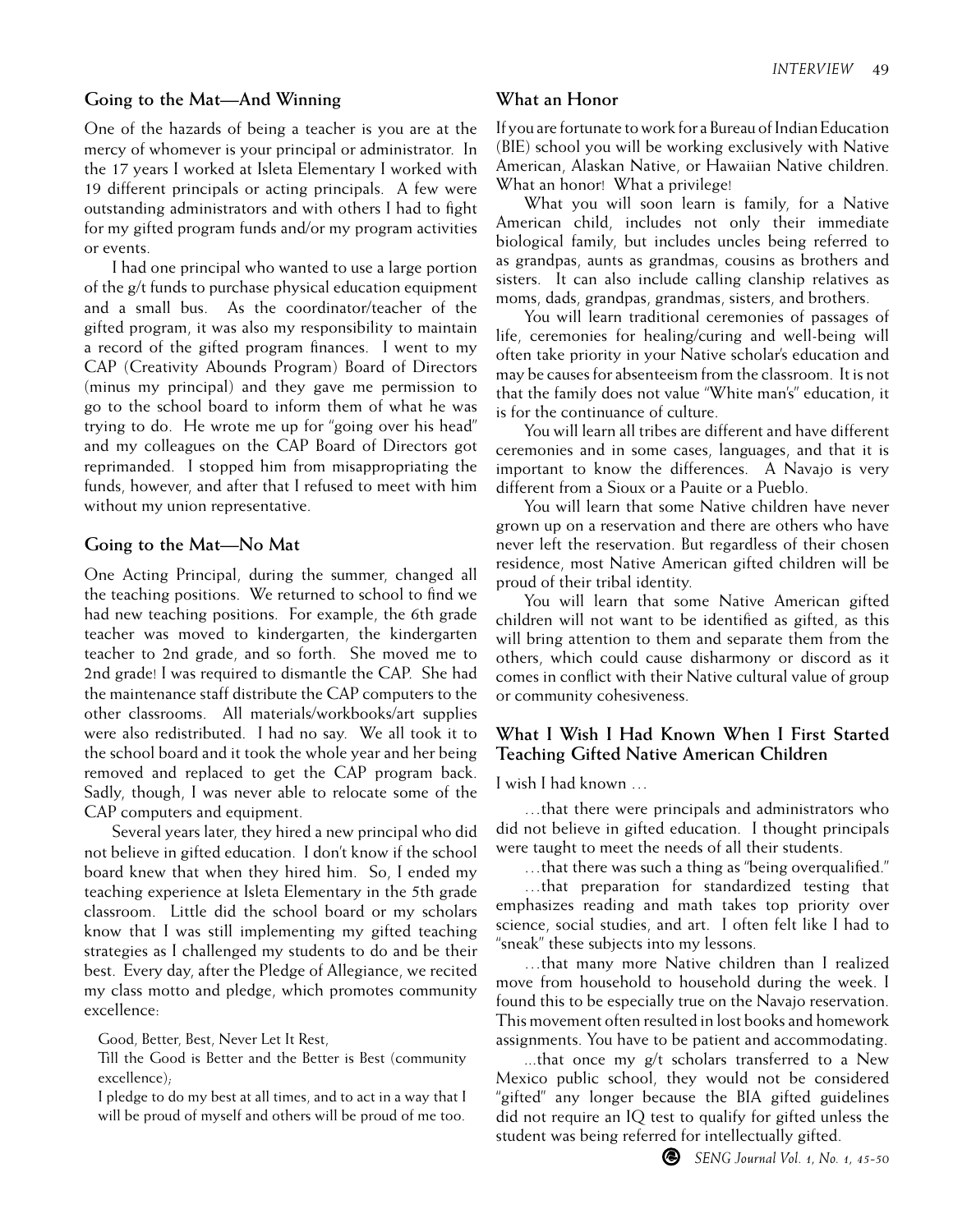### Going to the Mat—And Winning

One of the hazards of being a teacher is you are at the mercy of whomever is your principal or administrator. In the 17 years I worked at Isleta Elementary I worked with 19 different principals or acting principals. A few were outstanding administrators and with others I had to fight for my gifted program funds and/or my program activities or events.

I had one principal who wanted to use a large portion of the g/t funds to purchase physical education equipment and a small bus. As the coordinator/teacher of the gifted program, it was also my responsibility to maintain a record of the gifted program finances. I went to my CAP (Creativity Abounds Program) Board of Directors (minus my principal) and they gave me permission to go to the school board to inform them of what he was trying to do. He wrote me up for "going over his head" and my colleagues on the CAP Board of Directors got reprimanded. I stopped him from misappropriating the funds, however, and after that I refused to meet with him without my union representative.

### Going to the Mat—No Mat

One Acting Principal, during the summer, changed all the teaching positions. We returned to school to find we had new teaching positions. For example, the 6th grade teacher was moved to kindergarten, the kindergarten teacher to 2nd grade, and so forth. She moved me to 2nd grade! I was required to dismantle the CAP. She had the maintenance staff distribute the CAP computers to the other classrooms. All materials/workbooks/art supplies were also redistributed. I had no say. We all took it to the school board and it took the whole year and her being removed and replaced to get the CAP program back. Sadly, though, I was never able to relocate some of the CAP computers and equipment.

Several years later, they hired a new principal who did not believe in gifted education. I don't know if the school board knew that when they hired him. So, I ended my teaching experience at Isleta Elementary in the 5th grade classroom. Little did the school board or my scholars know that I was still implementing my gifted teaching strategies as I challenged my students to do and be their best. Every day, after the Pledge of Allegiance, we recited my class motto and pledge, which promotes community excellence:

> Good, Better, Best, Never Let It Rest,
>
> Till the Good is Better and the Better is Best (community excellence);
>
> I pledge to do my best at all times, and to act in a way that I will be proud of myself and others will be proud of me too.

### What an Honor

If you are fortunate to work for a Bureau of Indian Education (BIE) school you will be working exclusively with Native American, Alaskan Native, or Hawaiian Native children. What an honor! What a privilege!

What you will soon learn is family, for a Native American child, includes not only their immediate biological family, but includes uncles being referred to as grandpas, aunts as grandmas, cousins as brothers and sisters. It can also include calling clanship relatives as moms, dads, grandpas, grandmas, sisters, and brothers.

You will learn traditional ceremonies of passages of life, ceremonies for healing/curing and well-being will often take priority in your Native scholar's education and may be causes for absenteeism from the classroom. It is not that the family does not value "White man's" education, it is for the continuance of culture.

You will learn all tribes are different and have different ceremonies and in some cases, languages, and that it is important to know the differences. A Navajo is very different from a Sioux or a Pauite or a Pueblo.

You will learn that some Native children have never grown up on a reservation and there are others who have never left the reservation. But regardless of their chosen residence, most Native American gifted children will be proud of their tribal identity.

You will learn that some Native American gifted children will not want to be identified as gifted, as this will bring attention to them and separate them from the others, which could cause disharmony or discord as it comes in conflict with their Native cultural value of group or community cohesiveness.

### What I Wish I Had Known When I First Started Teaching Gifted Native American Children

I wish I had known …

…that there were principals and administrators who did not believe in gifted education. I thought principals were taught to meet the needs of all their students.

…that there was such a thing as "being overqualified."

…that preparation for standardized testing that emphasizes reading and math takes top priority over science, social studies, and art. I often felt like I had to "sneak" these subjects into my lessons.

…that many more Native children than I realized move from household to household during the week. I found this to be especially true on the Navajo reservation. This movement often resulted in lost books and homework assignments. You have to be patient and accommodating.

...that once my g/t scholars transferred to a New Mexico public school, they would not be considered "gifted" any longer because the BIA gifted guidelines did not require an IQ test to qualify for gifted unless the student was being referred for intellectually gifted.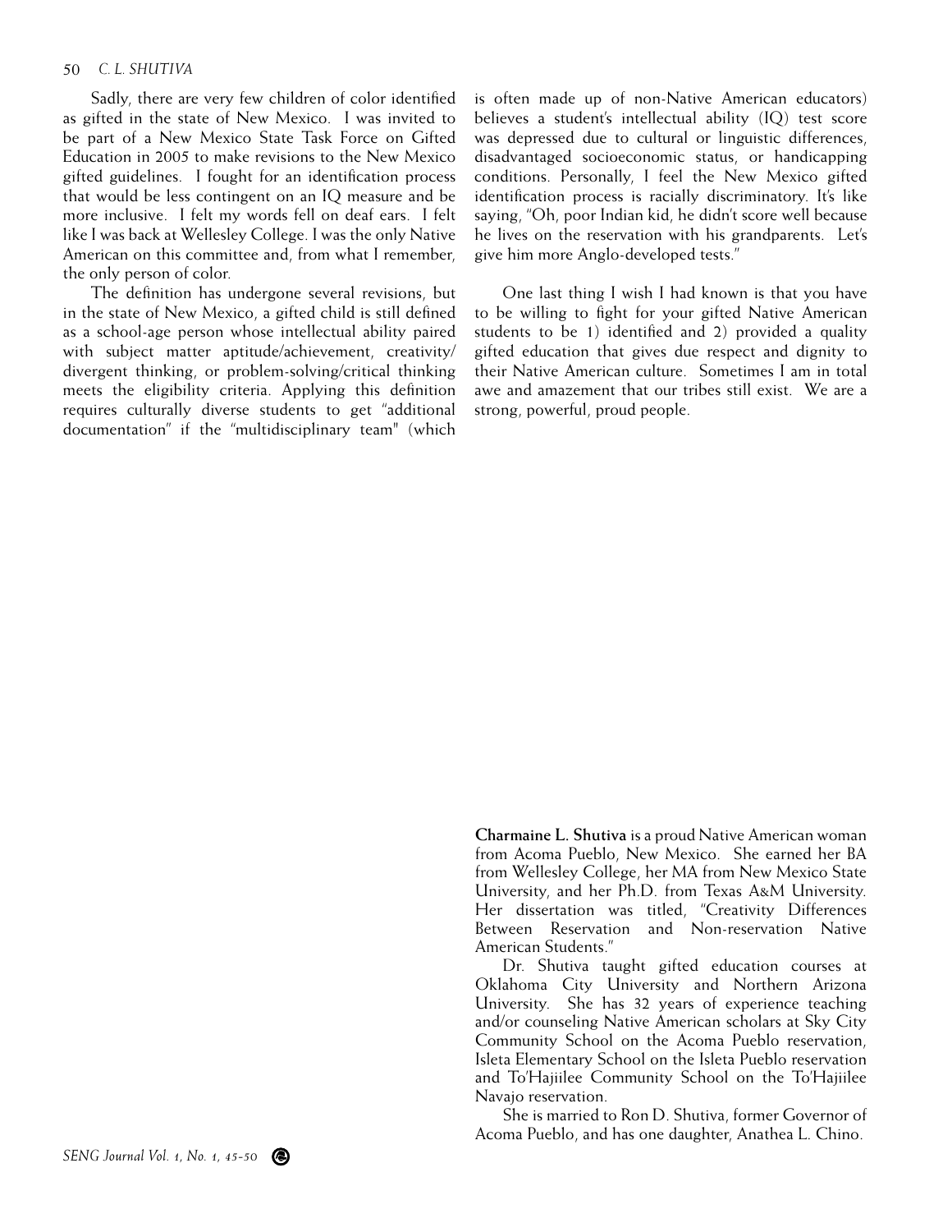Sadly, there are very few children of color identified as gifted in the state of New Mexico. I was invited to be part of a New Mexico State Task Force on Gifted Education in 2005 to make revisions to the New Mexico gifted guidelines. I fought for an identification process that would be less contingent on an IQ measure and be more inclusive. I felt my words fell on deaf ears. I felt like I was back at Wellesley College. I was the only Native American on this committee and, from what I remember, the only person of color.

The definition has undergone several revisions, but in the state of New Mexico, a gifted child is still defined as a school-age person whose intellectual ability paired with subject matter aptitude/achievement, creativity/divergent thinking, or problem-solving/critical thinking meets the eligibility criteria. Applying this definition requires culturally diverse students to get "additional documentation" if the "multidisciplinary team" (which is often made up of non-Native American educators) believes a student's intellectual ability (IQ) test score was depressed due to cultural or linguistic differences, disadvantaged socioeconomic status, or handicapping conditions. Personally, I feel the New Mexico gifted identification process is racially discriminatory. It's like saying, "Oh, poor Indian kid, he didn't score well because he lives on the reservation with his grandparents. Let's give him more Anglo-developed tests."

One last thing I wish I had known is that you have to be willing to fight for your gifted Native American students to be 1) identified and 2) provided a quality gifted education that gives due respect and dignity to their Native American culture. Sometimes I am in total awe and amazement that our tribes still exist. We are a strong, powerful, proud people.

**Charmaine L. Shutiva** is a proud Native American woman from Acoma Pueblo, New Mexico. She earned her BA from Wellesley College, her MA from New Mexico State University, and her Ph.D. from Texas A&M University. Her dissertation was titled, "Creativity Differences Between Reservation and Non-reservation Native American Students."

Dr. Shutiva taught gifted education courses at Oklahoma City University and Northern Arizona University. She has 32 years of experience teaching and/or counseling Native American scholars at Sky City Community School on the Acoma Pueblo reservation, Isleta Elementary School on the Isleta Pueblo reservation and To'Hajiilee Community School on the To'Hajiilee Navajo reservation.

She is married to Ron D. Shutiva, former Governor of Acoma Pueblo, and has one daughter, Anathea L. Chino.